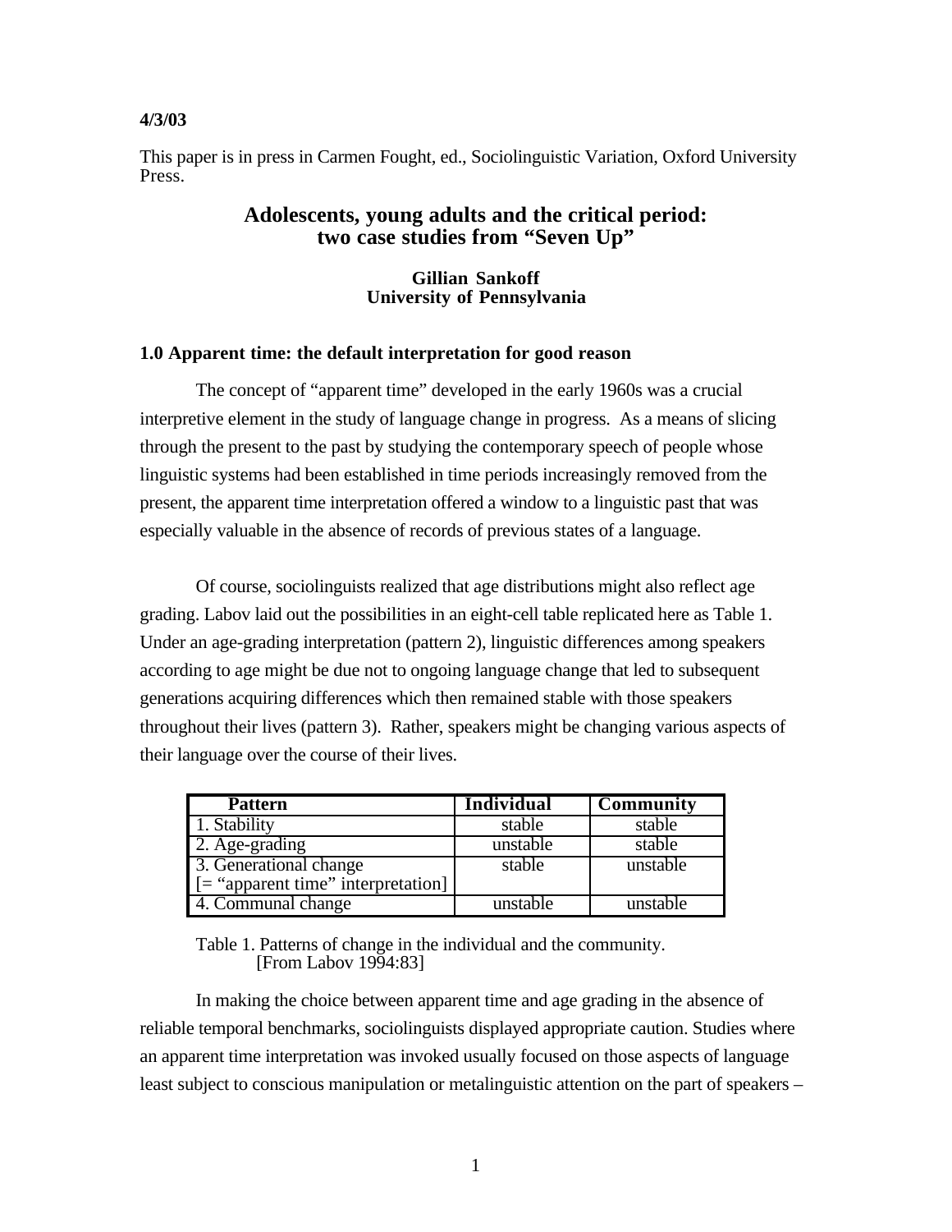**4/3/03**

This paper is in press in Carmen Fought, ed., Sociolinguistic Variation, Oxford University Press.

# Adolescents, young adults and the critical period: two case studies from "Seven Up"

**Gillian Sankoff**
**University of Pennsylvania**

## 1.0 Apparent time: the default interpretation for good reason

The concept of "apparent time" developed in the early 1960s was a crucial interpretive element in the study of language change in progress. As a means of slicing through the present to the past by studying the contemporary speech of people whose linguistic systems had been established in time periods increasingly removed from the present, the apparent time interpretation offered a window to a linguistic past that was especially valuable in the absence of records of previous states of a language.

Of course, sociolinguists realized that age distributions might also reflect age grading. Labov laid out the possibilities in an eight-cell table replicated here as Table 1. Under an age-grading interpretation (pattern 2), linguistic differences among speakers according to age might be due not to ongoing language change that led to subsequent generations acquiring differences which then remained stable with those speakers throughout their lives (pattern 3). Rather, speakers might be changing various aspects of their language over the course of their lives.

| Pattern | Individual | Community |
|---|---|---|
| 1. Stability | stable | stable |
| 2. Age-grading | unstable | stable |
| 3. Generational change [= "apparent time" interpretation] | stable | unstable |
| 4. Communal change | unstable | unstable |

Table 1. Patterns of change in the individual and the community. [From Labov 1994:83]

In making the choice between apparent time and age grading in the absence of reliable temporal benchmarks, sociolinguists displayed appropriate caution. Studies where an apparent time interpretation was invoked usually focused on those aspects of language least subject to conscious manipulation or metalinguistic attention on the part of speakers –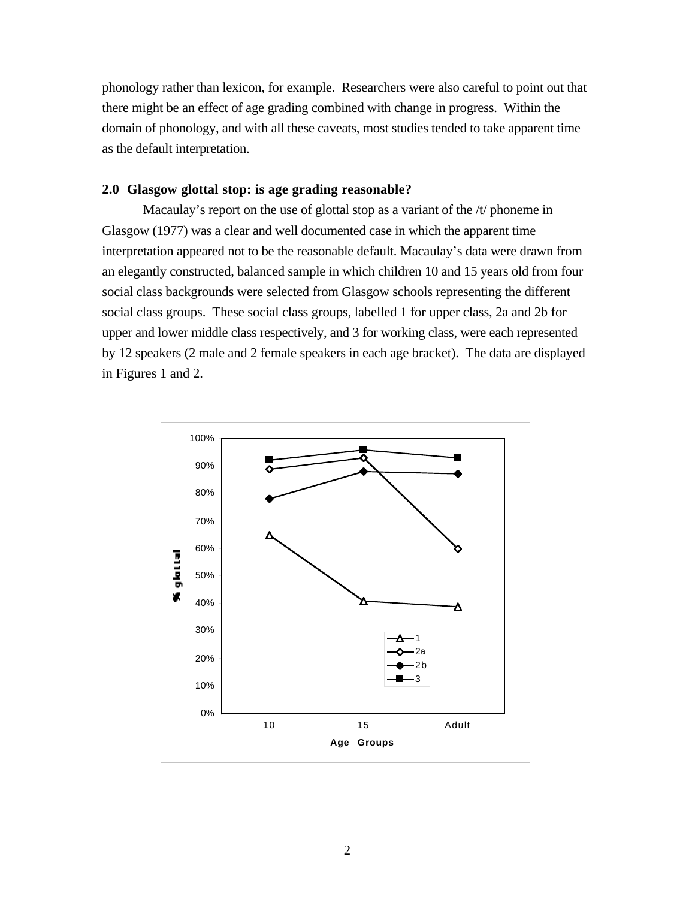phonology rather than lexicon, for example. Researchers were also careful to point out that there might be an effect of age grading combined with change in progress. Within the domain of phonology, and with all these caveats, most studies tended to take apparent time as the default interpretation.

## 2.0 Glasgow glottal stop: is age grading reasonable?

Macaulay's report on the use of glottal stop as a variant of the /t/ phoneme in Glasgow (1977) was a clear and well documented case in which the apparent time interpretation appeared not to be the reasonable default. Macaulay's data were drawn from an elegantly constructed, balanced sample in which children 10 and 15 years old from four social class backgrounds were selected from Glasgow schools representing the different social class groups. These social class groups, labelled 1 for upper class, 2a and 2b for upper and lower middle class respectively, and 3 for working class, were each represented by 12 speakers (2 male and 2 female speakers in each age bracket). The data are displayed in Figures 1 and 2.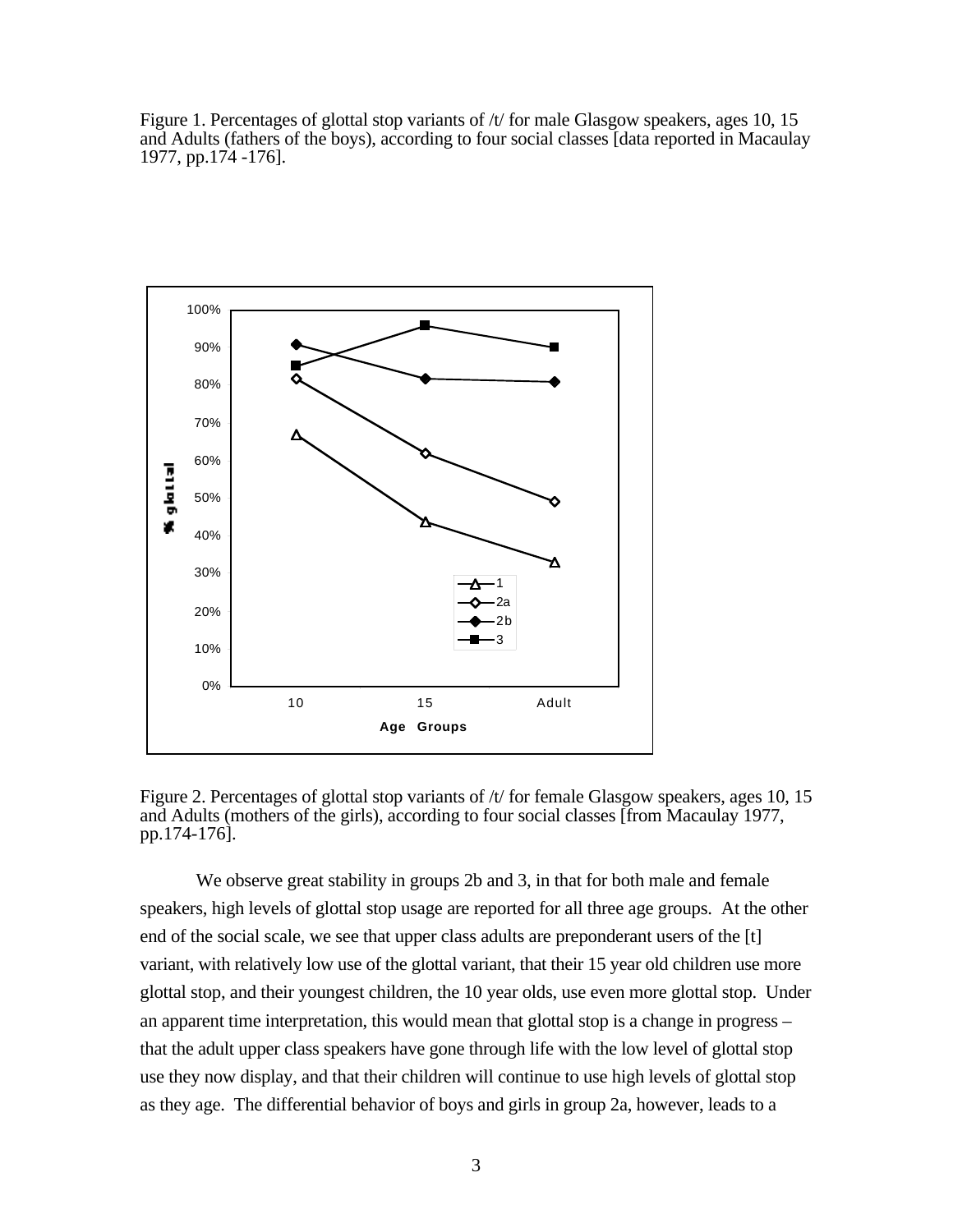Figure 1. Percentages of glottal stop variants of /t/ for male Glasgow speakers, ages 10, 15 and Adults (fathers of the boys), according to four social classes [data reported in Macaulay 1977, pp.174 -176].

Figure 2. Percentages of glottal stop variants of /t/ for female Glasgow speakers, ages 10, 15 and Adults (mothers of the girls), according to four social classes [from Macaulay 1977, pp.174-176].

We observe great stability in groups 2b and 3, in that for both male and female speakers, high levels of glottal stop usage are reported for all three age groups. At the other end of the social scale, we see that upper class adults are preponderant users of the [t] variant, with relatively low use of the glottal variant, that their 15 year old children use more glottal stop, and their youngest children, the 10 year olds, use even more glottal stop. Under an apparent time interpretation, this would mean that glottal stop is a change in progress – that the adult upper class speakers have gone through life with the low level of glottal stop use they now display, and that their children will continue to use high levels of glottal stop as they age. The differential behavior of boys and girls in group 2a, however, leads to a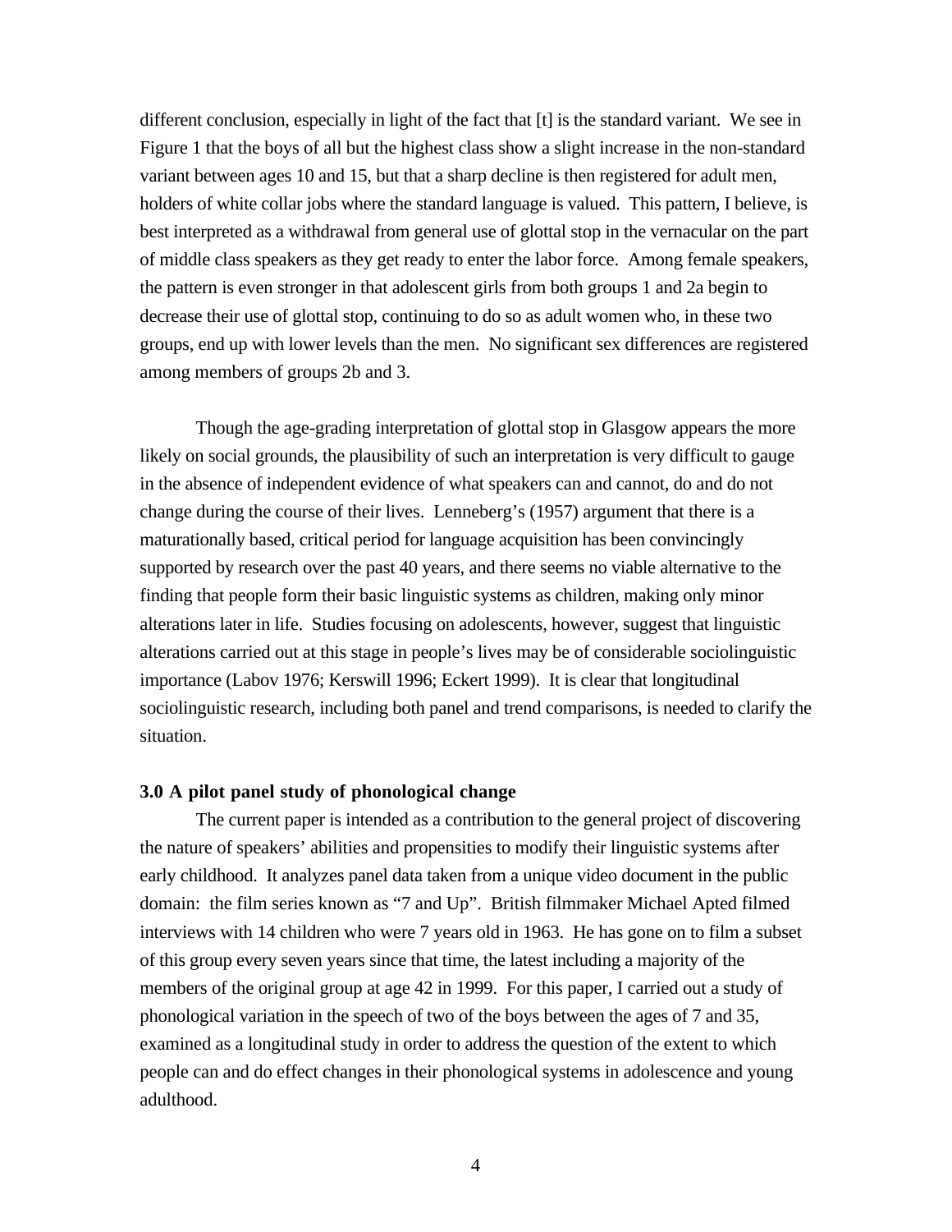different conclusion, especially in light of the fact that [t] is the standard variant. We see in Figure 1 that the boys of all but the highest class show a slight increase in the non-standard variant between ages 10 and 15, but that a sharp decline is then registered for adult men, holders of white collar jobs where the standard language is valued. This pattern, I believe, is best interpreted as a withdrawal from general use of glottal stop in the vernacular on the part of middle class speakers as they get ready to enter the labor force. Among female speakers, the pattern is even stronger in that adolescent girls from both groups 1 and 2a begin to decrease their use of glottal stop, continuing to do so as adult women who, in these two groups, end up with lower levels than the men. No significant sex differences are registered among members of groups 2b and 3.

Though the age-grading interpretation of glottal stop in Glasgow appears the more likely on social grounds, the plausibility of such an interpretation is very difficult to gauge in the absence of independent evidence of what speakers can and cannot, do and do not change during the course of their lives. Lenneberg's (1957) argument that there is a maturationally based, critical period for language acquisition has been convincingly supported by research over the past 40 years, and there seems no viable alternative to the finding that people form their basic linguistic systems as children, making only minor alterations later in life. Studies focusing on adolescents, however, suggest that linguistic alterations carried out at this stage in people's lives may be of considerable sociolinguistic importance (Labov 1976; Kerswill 1996; Eckert 1999). It is clear that longitudinal sociolinguistic research, including both panel and trend comparisons, is needed to clarify the situation.

### 3.0 A pilot panel study of phonological change

The current paper is intended as a contribution to the general project of discovering the nature of speakers' abilities and propensities to modify their linguistic systems after early childhood. It analyzes panel data taken from a unique video document in the public domain: the film series known as "7 and Up". British filmmaker Michael Apted filmed interviews with 14 children who were 7 years old in 1963. He has gone on to film a subset of this group every seven years since that time, the latest including a majority of the members of the original group at age 42 in 1999. For this paper, I carried out a study of phonological variation in the speech of two of the boys between the ages of 7 and 35, examined as a longitudinal study in order to address the question of the extent to which people can and do effect changes in their phonological systems in adolescence and young adulthood.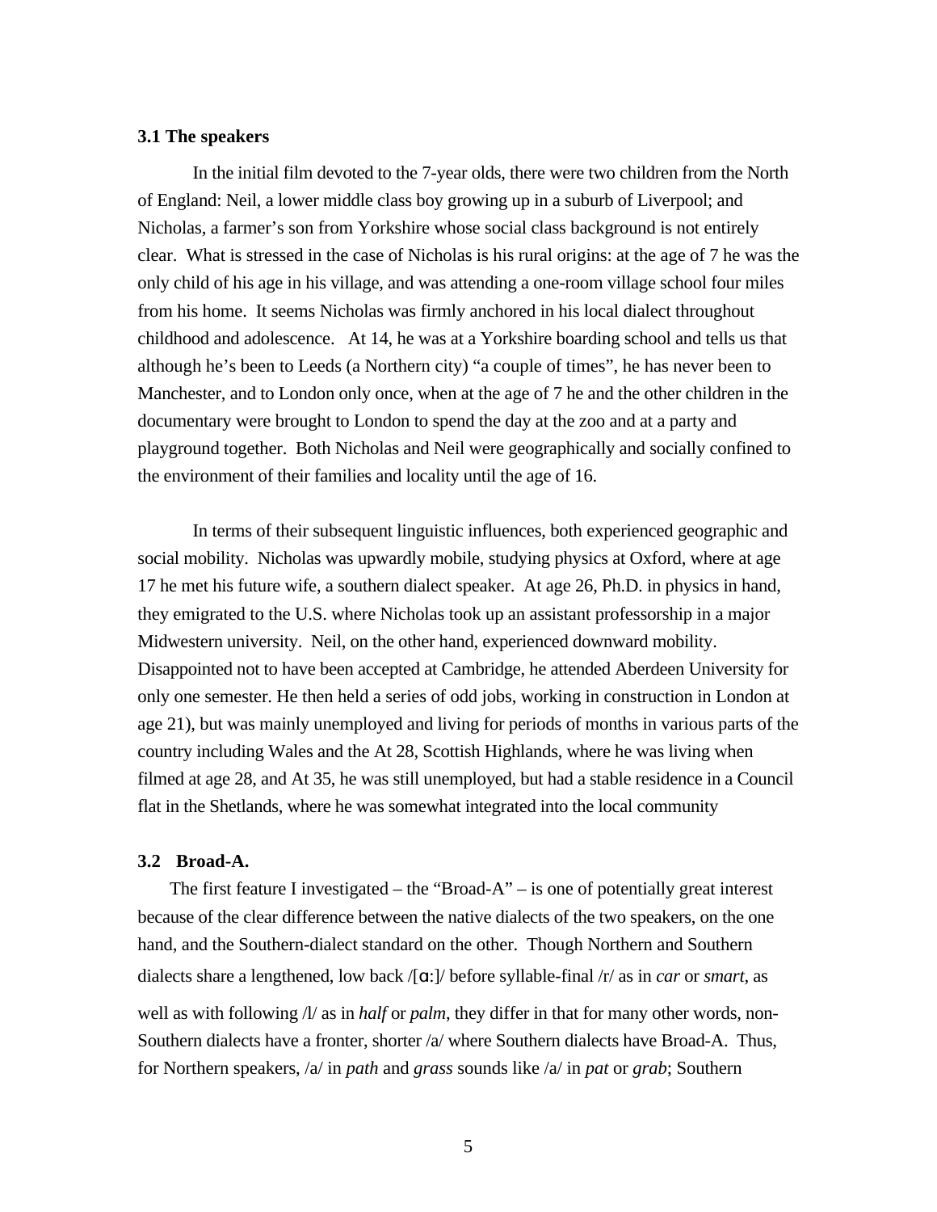**3.1 The speakers**

In the initial film devoted to the 7-year olds, there were two children from the North of England: Neil, a lower middle class boy growing up in a suburb of Liverpool; and Nicholas, a farmer's son from Yorkshire whose social class background is not entirely clear. What is stressed in the case of Nicholas is his rural origins: at the age of 7 he was the only child of his age in his village, and was attending a one-room village school four miles from his home. It seems Nicholas was firmly anchored in his local dialect throughout childhood and adolescence. At 14, he was at a Yorkshire boarding school and tells us that although he's been to Leeds (a Northern city) "a couple of times", he has never been to Manchester, and to London only once, when at the age of 7 he and the other children in the documentary were brought to London to spend the day at the zoo and at a party and playground together. Both Nicholas and Neil were geographically and socially confined to the environment of their families and locality until the age of 16.

In terms of their subsequent linguistic influences, both experienced geographic and social mobility. Nicholas was upwardly mobile, studying physics at Oxford, where at age 17 he met his future wife, a southern dialect speaker. At age 26, Ph.D. in physics in hand, they emigrated to the U.S. where Nicholas took up an assistant professorship in a major Midwestern university. Neil, on the other hand, experienced downward mobility. Disappointed not to have been accepted at Cambridge, he attended Aberdeen University for only one semester. He then held a series of odd jobs, working in construction in London at age 21), but was mainly unemployed and living for periods of months in various parts of the country including Wales and the At 28, Scottish Highlands, where he was living when filmed at age 28, and At 35, he was still unemployed, but had a stable residence in a Council flat in the Shetlands, where he was somewhat integrated into the local community

**3.2 Broad-A.**

The first feature I investigated – the "Broad-A" – is one of potentially great interest because of the clear difference between the native dialects of the two speakers, on the one hand, and the Southern-dialect standard on the other. Though Northern and Southern dialects share a lengthened, low back /[ɑ:]/ before syllable-final /r/ as in *car* or *smart*, as well as with following /l/ as in *half* or *palm*, they differ in that for many other words, non-Southern dialects have a fronter, shorter /a/ where Southern dialects have Broad-A. Thus, for Northern speakers, /a/ in *path* and *grass* sounds like /a/ in *pat* or *grab*; Southern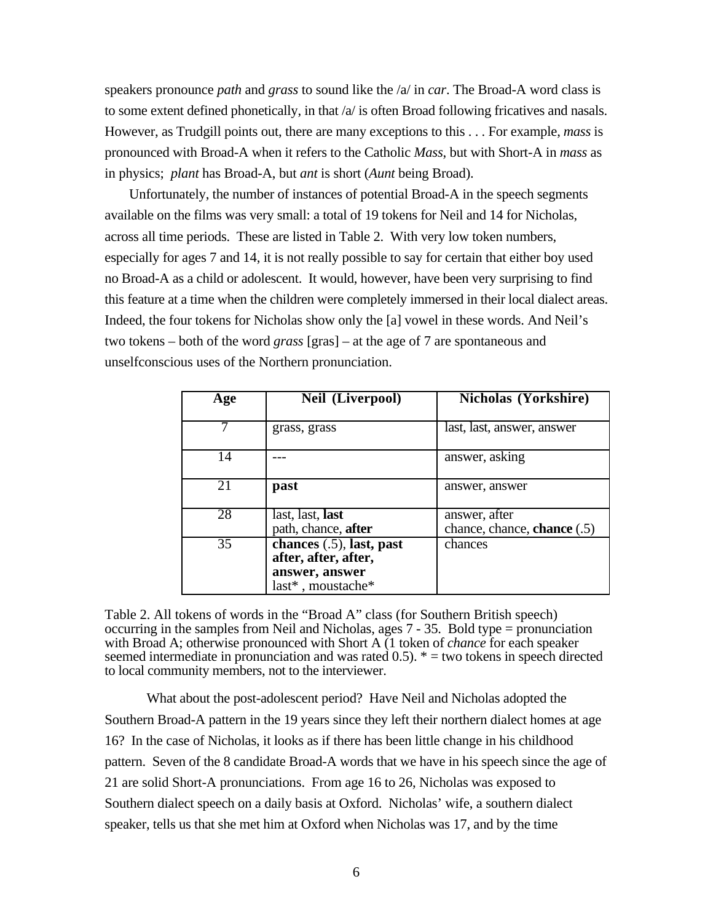speakers pronounce *path* and *grass* to sound like the /a/ in *car*. The Broad-A word class is to some extent defined phonetically, in that /a/ is often Broad following fricatives and nasals. However, as Trudgill points out, there are many exceptions to this . . . For example, *mass* is pronounced with Broad-A when it refers to the Catholic *Mass*, but with Short-A in *mass* as in physics; *plant* has Broad-A, but *ant* is short (*Aunt* being Broad).

Unfortunately, the number of instances of potential Broad-A in the speech segments available on the films was very small: a total of 19 tokens for Neil and 14 for Nicholas, across all time periods. These are listed in Table 2. With very low token numbers, especially for ages 7 and 14, it is not really possible to say for certain that either boy used no Broad-A as a child or adolescent. It would, however, have been very surprising to find this feature at a time when the children were completely immersed in their local dialect areas. Indeed, the four tokens for Nicholas show only the [a] vowel in these words. And Neil's two tokens – both of the word *grass* [gras] – at the age of 7 are spontaneous and unselfconscious uses of the Northern pronunciation.

| Age | Neil (Liverpool) | Nicholas (Yorkshire) |
|---|---|---|
| 7 | grass, grass | last, last, answer, answer |
| 14 | --- | answer, asking |
| 21 | **past** | answer, answer |
| 28 | last, last, **last**<br>path, chance, **after** | answer, after<br>chance, chance, **chance** (.5) |
| 35 | **chances** (.5), **last, past after, after, after, answer, answer**<br>last* , moustache* | chances |

Table 2. All tokens of words in the "Broad A" class (for Southern British speech) occurring in the samples from Neil and Nicholas, ages 7 - 35. Bold type = pronunciation with Broad A; otherwise pronounced with Short A (1 token of *chance* for each speaker seemed intermediate in pronunciation and was rated 0.5). * = two tokens in speech directed to local community members, not to the interviewer.

What about the post-adolescent period? Have Neil and Nicholas adopted the Southern Broad-A pattern in the 19 years since they left their northern dialect homes at age 16? In the case of Nicholas, it looks as if there has been little change in his childhood pattern. Seven of the 8 candidate Broad-A words that we have in his speech since the age of 21 are solid Short-A pronunciations. From age 16 to 26, Nicholas was exposed to Southern dialect speech on a daily basis at Oxford. Nicholas' wife, a southern dialect speaker, tells us that she met him at Oxford when Nicholas was 17, and by the time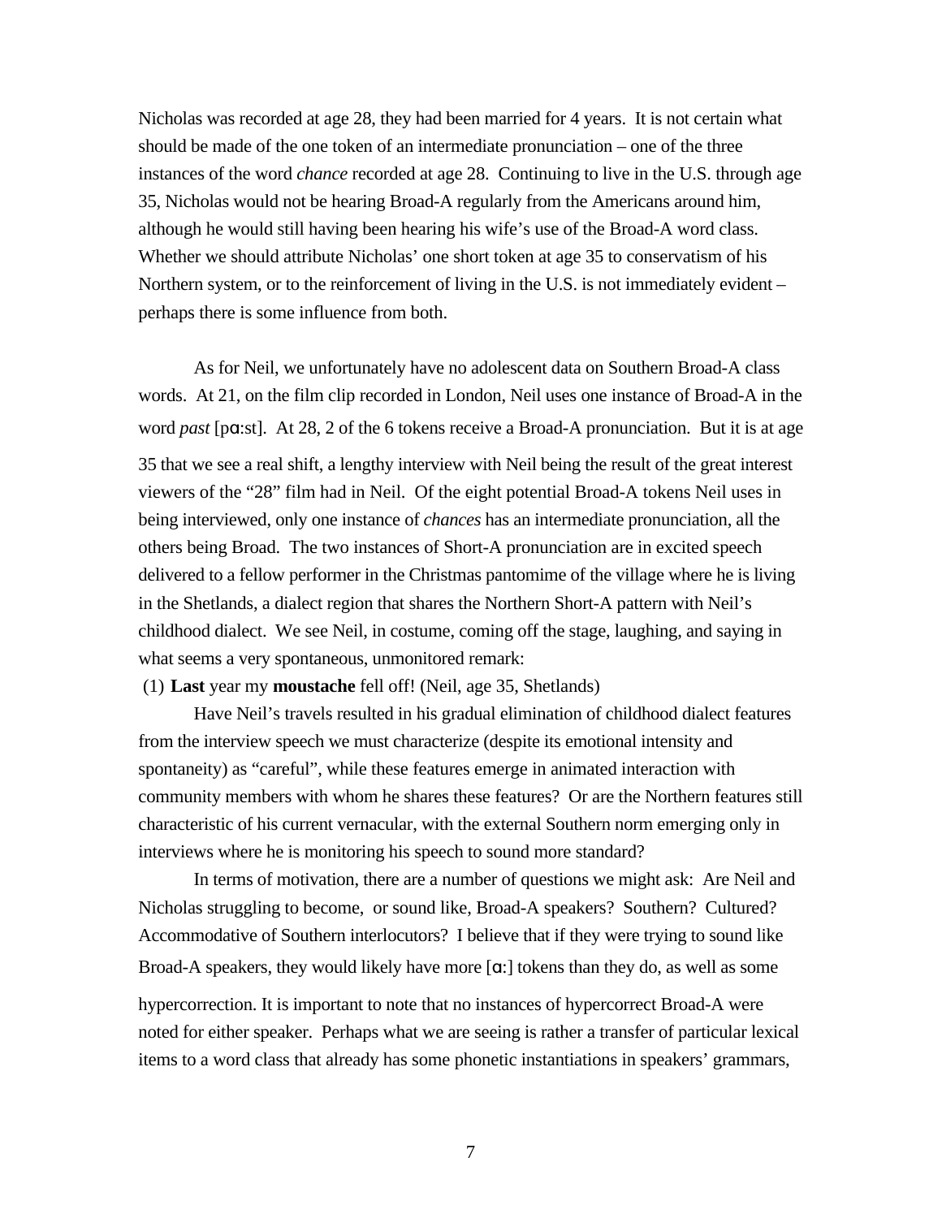Nicholas was recorded at age 28, they had been married for 4 years. It is not certain what should be made of the one token of an intermediate pronunciation – one of the three instances of the word *chance* recorded at age 28. Continuing to live in the U.S. through age 35, Nicholas would not be hearing Broad-A regularly from the Americans around him, although he would still having been hearing his wife's use of the Broad-A word class. Whether we should attribute Nicholas' one short token at age 35 to conservatism of his Northern system, or to the reinforcement of living in the U.S. is not immediately evident – perhaps there is some influence from both.

As for Neil, we unfortunately have no adolescent data on Southern Broad-A class words. At 21, on the film clip recorded in London, Neil uses one instance of Broad-A in the word *past* [pɑːst]. At 28, 2 of the 6 tokens receive a Broad-A pronunciation. But it is at age 35 that we see a real shift, a lengthy interview with Neil being the result of the great interest viewers of the "28" film had in Neil. Of the eight potential Broad-A tokens Neil uses in being interviewed, only one instance of *chances* has an intermediate pronunciation, all the others being Broad. The two instances of Short-A pronunciation are in excited speech delivered to a fellow performer in the Christmas pantomime of the village where he is living in the Shetlands, a dialect region that shares the Northern Short-A pattern with Neil's childhood dialect. We see Neil, in costume, coming off the stage, laughing, and saying in what seems a very spontaneous, unmonitored remark:

(1) **Last** year my **moustache** fell off! (Neil, age 35, Shetlands)

Have Neil's travels resulted in his gradual elimination of childhood dialect features from the interview speech we must characterize (despite its emotional intensity and spontaneity) as "careful", while these features emerge in animated interaction with community members with whom he shares these features? Or are the Northern features still characteristic of his current vernacular, with the external Southern norm emerging only in interviews where he is monitoring his speech to sound more standard?

In terms of motivation, there are a number of questions we might ask: Are Neil and Nicholas struggling to become, or sound like, Broad-A speakers? Southern? Cultured? Accommodative of Southern interlocutors? I believe that if they were trying to sound like Broad-A speakers, they would likely have more [ɑː] tokens than they do, as well as some hypercorrection. It is important to note that no instances of hypercorrect Broad-A were noted for either speaker. Perhaps what we are seeing is rather a transfer of particular lexical items to a word class that already has some phonetic instantiations in speakers' grammars,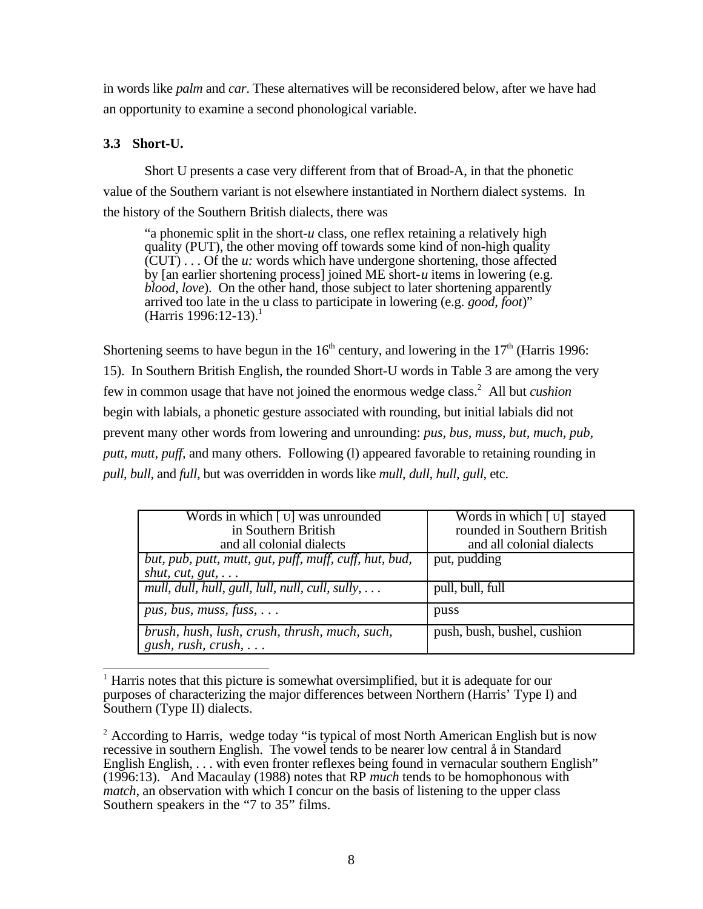in words like *palm* and *car*. These alternatives will be reconsidered below, after we have had an opportunity to examine a second phonological variable.

### 3.3 Short-U.

Short U presents a case very different from that of Broad-A, in that the phonetic value of the Southern variant is not elsewhere instantiated in Northern dialect systems. In the history of the Southern British dialects, there was

> "a phonemic split in the short-*u* class, one reflex retaining a relatively high quality (PUT), the other moving off towards some kind of non-high quality (CUT) . . . Of the *u:* words which have undergone shortening, those affected by [an earlier shortening process] joined ME short-*u* items in lowering (e.g. *blood*, *love*). On the other hand, those subject to later shortening apparently arrived too late in the u class to participate in lowering (e.g. *good*, *foot*)" (Harris 1996:12-13).[1]

Shortening seems to have begun in the 16th century, and lowering in the 17th (Harris 1996: 15). In Southern British English, the rounded Short-U words in Table 3 are among the very few in common usage that have not joined the enormous wedge class.[2] All but *cushion* begin with labials, a phonetic gesture associated with rounding, but initial labials did not prevent many other words from lowering and unrounding: *pus*, *bus*, *muss*, *but*, *much*, *pub*, *putt*, *mutt*, *puff*, and many others. Following (l) appeared favorable to retaining rounding in *pull*, *bull*, and *full*, but was overridden in words like *mull*, *dull*, *hull*, *gull*, etc.

| Words in which [ ʊ] was unrounded in Southern British and all colonial dialects | Words in which [ ʊ] stayed rounded in Southern British and all colonial dialects |
|---|---|
| *but, pub, putt, mutt, gut, puff, muff, cuff, hut, bud, shut, cut, gut, . . .* | put, pudding |
| *mull, dull, hull, gull, lull, null, cull, sully, . . .* | pull, bull, full |
| *pus, bus, muss, fuss, . . .* | puss |
| *brush, hush, lush, crush, thrush, much, such, gush, rush, crush, . . .* | push, bush, bushel, cushion |

[1] Harris notes that this picture is somewhat oversimplified, but it is adequate for our purposes of characterizing the major differences between Northern (Harris' Type I) and Southern (Type II) dialects.

[2] According to Harris, wedge today "is typical of most North American English but is now recessive in southern English. The vowel tends to be nearer low central å in Standard English English, . . . with even fronter reflexes being found in vernacular southern English" (1996:13). And Macaulay (1988) notes that RP *much* tends to be homophonous with *match*, an observation with which I concur on the basis of listening to the upper class Southern speakers in the "7 to 35" films.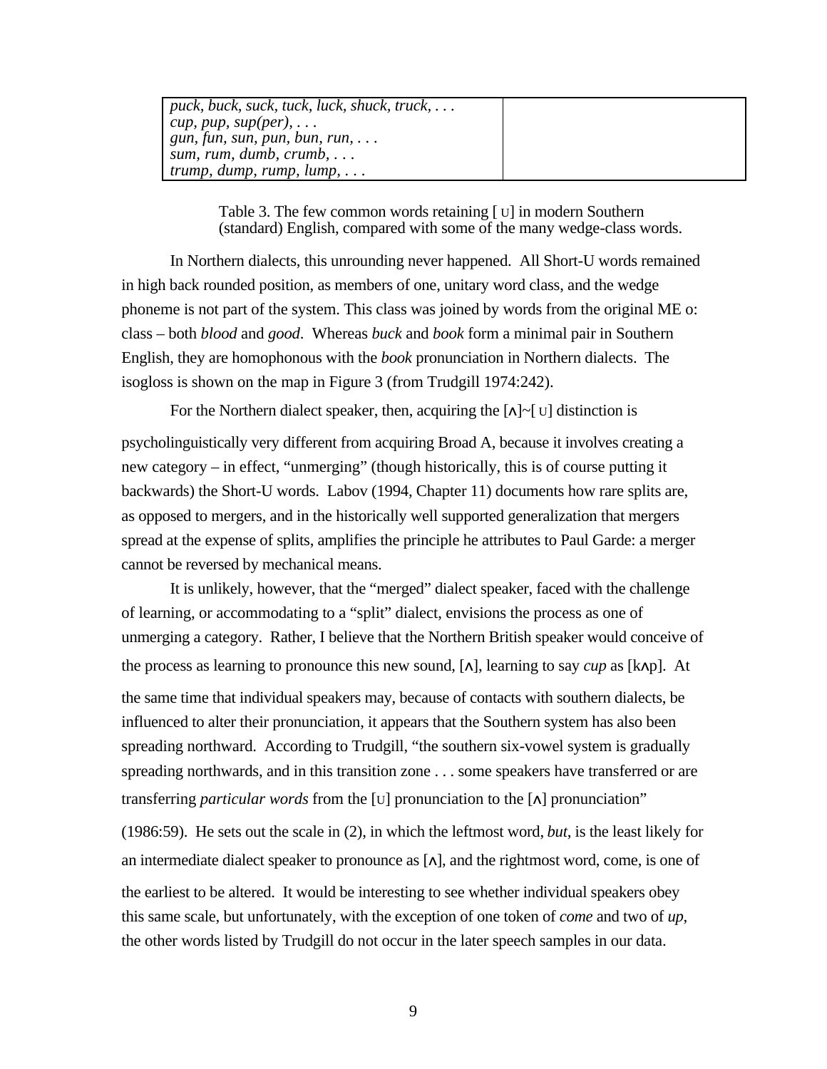| | |
|---|---|
| *puck, buck, suck, tuck, luck, shuck, truck, . . .*<br>*cup, pup, sup(per), . . .*<br>*gun, fun, sun, pun, bun, run, . . .*<br>*sum, rum, dumb, crumb, . . .*<br>*trump, dump, rump, lump, . . .* | |

Table 3. The few common words retaining [ʊ] in modern Southern (standard) English, compared with some of the many wedge-class words.

In Northern dialects, this unrounding never happened. All Short-U words remained in high back rounded position, as members of one, unitary word class, and the wedge phoneme is not part of the system. This class was joined by words from the original ME o: class – both *blood* and *good*. Whereas *buck* and *book* form a minimal pair in Southern English, they are homophonous with the *book* pronunciation in Northern dialects. The isogloss is shown on the map in Figure 3 (from Trudgill 1974:242).

For the Northern dialect speaker, then, acquiring the [ʌ]~[ʊ] distinction is psycholinguistically very different from acquiring Broad A, because it involves creating a new category – in effect, "unmerging" (though historically, this is of course putting it backwards) the Short-U words. Labov (1994, Chapter 11) documents how rare splits are, as opposed to mergers, and in the historically well supported generalization that mergers spread at the expense of splits, amplifies the principle he attributes to Paul Garde: a merger cannot be reversed by mechanical means.

It is unlikely, however, that the "merged" dialect speaker, faced with the challenge of learning, or accommodating to a "split" dialect, envisions the process as one of unmerging a category. Rather, I believe that the Northern British speaker would conceive of the process as learning to pronounce this new sound, [ʌ], learning to say *cup* as [kʌp]. At the same time that individual speakers may, because of contacts with southern dialects, be influenced to alter their pronunciation, it appears that the Southern system has also been spreading northward. According to Trudgill, "the southern six-vowel system is gradually spreading northwards, and in this transition zone . . . some speakers have transferred or are transferring *particular words* from the [ʊ] pronunciation to the [ʌ] pronunciation" (1986:59). He sets out the scale in (2), in which the leftmost word, *but*, is the least likely for an intermediate dialect speaker to pronounce as [ʌ], and the rightmost word, come, is one of the earliest to be altered. It would be interesting to see whether individual speakers obey this same scale, but unfortunately, with the exception of one token of *come* and two of *up*, the other words listed by Trudgill do not occur in the later speech samples in our data.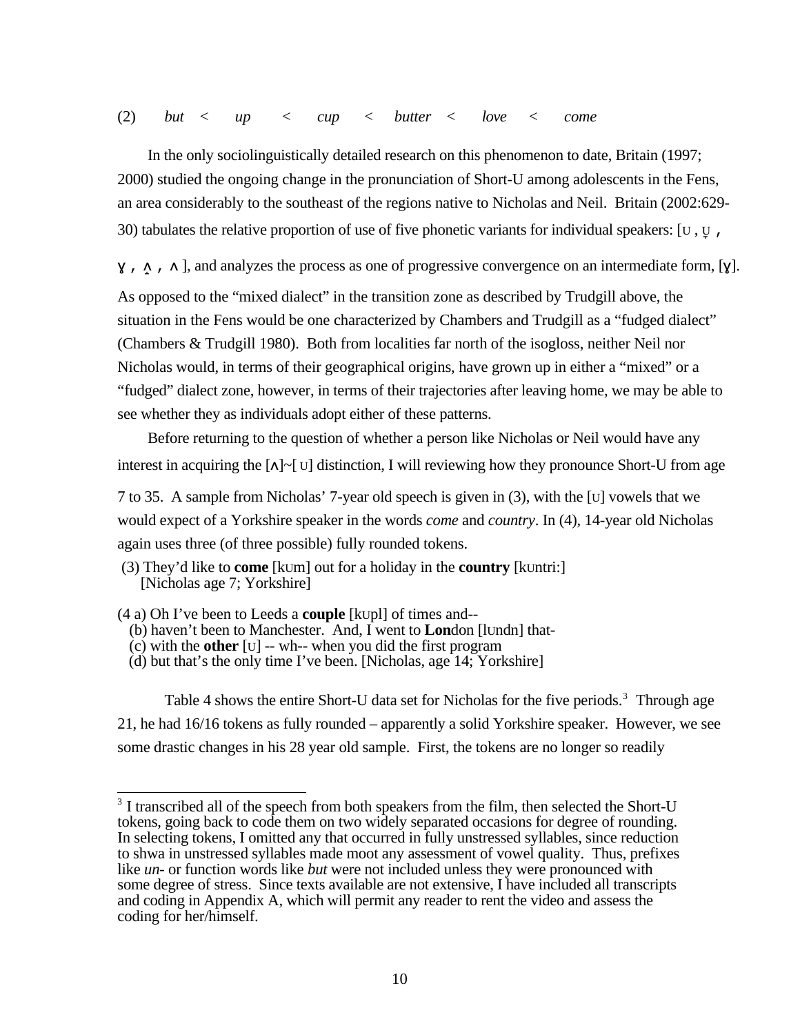(2) *but* < *up* < *cup* < *butter* < *love* < *come*

In the only sociolinguistically detailed research on this phenomenon to date, Britain (1997; 2000) studied the ongoing change in the pronunciation of Short-U among adolescents in the Fens, an area considerably to the southeast of the regions native to Nicholas and Neil. Britain (2002:629-30) tabulates the relative proportion of use of five phonetic variants for individual speakers: [ʊ , ʊ̞ , ɤ , ʌ̝ , ʌ ], and analyzes the process as one of progressive convergence on an intermediate form, [ɤ]. As opposed to the "mixed dialect" in the transition zone as described by Trudgill above, the situation in the Fens would be one characterized by Chambers and Trudgill as a "fudged dialect" (Chambers & Trudgill 1980). Both from localities far north of the isogloss, neither Neil nor Nicholas would, in terms of their geographical origins, have grown up in either a "mixed" or a "fudged" dialect zone, however, in terms of their trajectories after leaving home, we may be able to see whether they as individuals adopt either of these patterns.

Before returning to the question of whether a person like Nicholas or Neil would have any interest in acquiring the [ʌ]~[ ʊ] distinction, I will reviewing how they pronounce Short-U from age 7 to 35. A sample from Nicholas' 7-year old speech is given in (3), with the [ʊ] vowels that we would expect of a Yorkshire speaker in the words *come* and *country*. In (4), 14-year old Nicholas again uses three (of three possible) fully rounded tokens.

(3) They'd like to **come** [kʊm] out for a holiday in the **country** [kʊntri:]
[Nicholas age 7; Yorkshire]

(4 a) Oh I've been to Leeds a **couple** [kʊpl] of times and--
(b) haven't been to Manchester. And, I went to **Lon**don [lʊndn] that-
(c) with the **other** [ʊ] -- wh-- when you did the first program
(d) but that's the only time I've been. [Nicholas, age 14; Yorkshire]

Table 4 shows the entire Short-U data set for Nicholas for the five periods.[3] Through age 21, he had 16/16 tokens as fully rounded – apparently a solid Yorkshire speaker. However, we see some drastic changes in his 28 year old sample. First, the tokens are no longer so readily

[3] I transcribed all of the speech from both speakers from the film, then selected the Short-U tokens, going back to code them on two widely separated occasions for degree of rounding. In selecting tokens, I omitted any that occurred in fully unstressed syllables, since reduction to shwa in unstressed syllables made moot any assessment of vowel quality. Thus, prefixes like *un-* or function words like *but* were not included unless they were pronounced with some degree of stress. Since texts available are not extensive, I have included all transcripts and coding in Appendix A, which will permit any reader to rent the video and assess the coding for her/himself.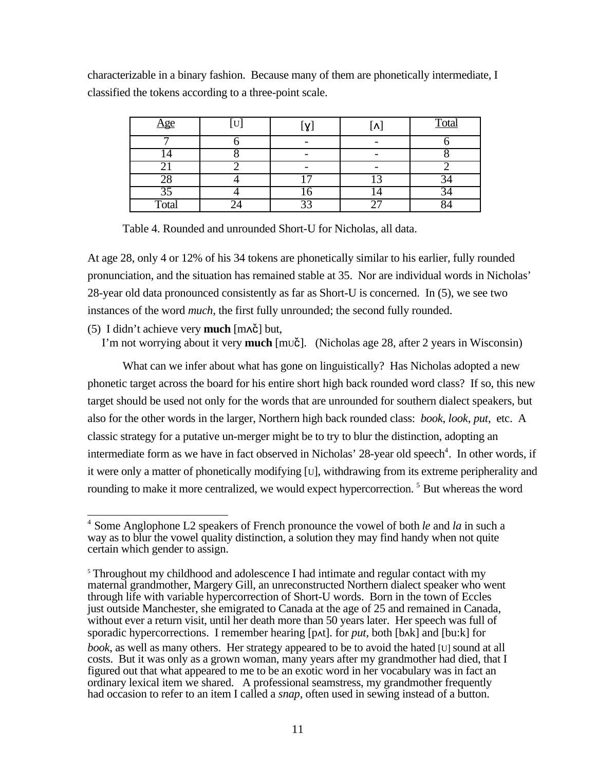characterizable in a binary fashion. Because many of them are phonetically intermediate, I classified the tokens according to a three-point scale.

| Age | [ʊ] | [ɤ] | [ʌ] | Total |
|---|---|---|---|---|
| 7 | 6 | - | - | 6 |
| 14 | 8 | - | - | 8 |
| 21 | 2 | - | - | 2 |
| 28 | 4 | 17 | 13 | 34 |
| 35 | 4 | 16 | 14 | 34 |
| Total | 24 | 33 | 27 | 84 |

Table 4. Rounded and unrounded Short-U for Nicholas, all data.

At age 28, only 4 or 12% of his 34 tokens are phonetically similar to his earlier, fully rounded pronunciation, and the situation has remained stable at 35. Nor are individual words in Nicholas' 28-year old data pronounced consistently as far as Short-U is concerned. In (5), we see two instances of the word *much*, the first fully unrounded; the second fully rounded.

(5) I didn't achieve very **much** [mʌč] but,
I'm not worrying about it very **much** [mʊč]. (Nicholas age 28, after 2 years in Wisconsin)

What can we infer about what has gone on linguistically? Has Nicholas adopted a new phonetic target across the board for his entire short high back rounded word class? If so, this new target should be used not only for the words that are unrounded for southern dialect speakers, but also for the other words in the larger, Northern high back rounded class: *book*, *look*, *put*, etc. A classic strategy for a putative un-merger might be to try to blur the distinction, adopting an intermediate form as we have in fact observed in Nicholas' 28-year old speech[4]. In other words, if it were only a matter of phonetically modifying [ʊ], withdrawing from its extreme peripherality and rounding to make it more centralized, we would expect hypercorrection. [5] But whereas the word

[4] Some Anglophone L2 speakers of French pronounce the vowel of both *le* and *la* in such a way as to blur the vowel quality distinction, a solution they may find handy when not quite certain which gender to assign.

[5] Throughout my childhood and adolescence I had intimate and regular contact with my maternal grandmother, Margery Gill, an unreconstructed Northern dialect speaker who went through life with variable hypercorrection of Short-U words. Born in the town of Eccles just outside Manchester, she emigrated to Canada at the age of 25 and remained in Canada, without ever a return visit, until her death more than 50 years later. Her speech was full of sporadic hypercorrections. I remember hearing [pʌt]. for *put*, both [bʌk] and [bu:k] for *book*, as well as many others. Her strategy appeared to be to avoid the hated [ʊ] sound at all costs. But it was only as a grown woman, many years after my grandmother had died, that I figured out that what appeared to me to be an exotic word in her vocabulary was in fact an ordinary lexical item we shared. A professional seamstress, my grandmother frequently had occasion to refer to an item I called a *snap*, often used in sewing instead of a button.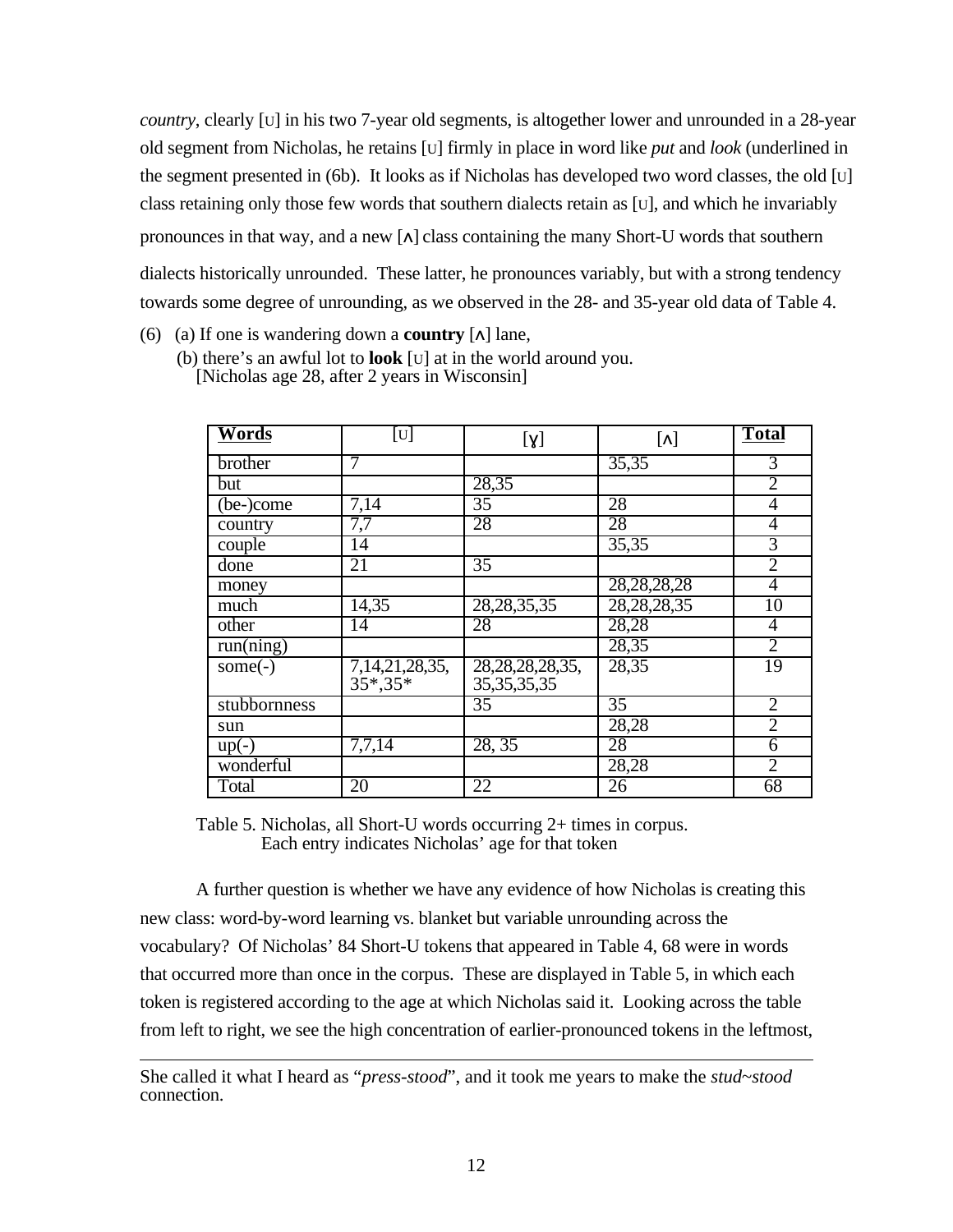*country*, clearly [ʊ] in his two 7-year old segments, is altogether lower and unrounded in a 28-year old segment from Nicholas, he retains [ʊ] firmly in place in word like *put* and *look* (underlined in the segment presented in (6b). It looks as if Nicholas has developed two word classes, the old [ʊ] class retaining only those few words that southern dialects retain as [ʊ], and which he invariably pronounces in that way, and a new [ʌ] class containing the many Short-U words that southern dialects historically unrounded. These latter, he pronounces variably, but with a strong tendency towards some degree of unrounding, as we observed in the 28- and 35-year old data of Table 4.

(6) (a) If one is wandering down a **country** [ʌ] lane,
 (b) there's an awful lot to **look** [ʊ] at in the world around you.
 [Nicholas age 28, after 2 years in Wisconsin]

| Words | [ʊ] | [ɣ] | [ʌ] | Total |
|---|---|---|---|---|
| brother | 7 | | 35,35 | 3 |
| but | | 28,35 | | 2 |
| (be-)come | 7,14 | 35 | 28 | 4 |
| country | 7,7 | 28 | 28 | 4 |
| couple | 14 | | 35,35 | 3 |
| done | 21 | 35 | | 2 |
| money | | | 28,28,28,28 | 4 |
| much | 14,35 | 28,28,35,35 | 28,28,28,35 | 10 |
| other | 14 | 28 | 28,28 | 4 |
| run(ning) | | | 28,35 | 2 |
| some(-) | 7,14,21,28,35, 35*,35* | 28,28,28,28,35, 35,35,35,35 | 28,35 | 19 |
| stubbornness | | 35 | 35 | 2 |
| sun | | | 28,28 | 2 |
| up(-) | 7,7,14 | 28, 35 | 28 | 6 |
| wonderful | | | 28,28 | 2 |
| Total | 20 | 22 | 26 | 68 |

Table 5. Nicholas, all Short-U words occurring 2+ times in corpus.
Each entry indicates Nicholas' age for that token

A further question is whether we have any evidence of how Nicholas is creating this new class: word-by-word learning vs. blanket but variable unrounding across the vocabulary? Of Nicholas' 84 Short-U tokens that appeared in Table 4, 68 were in words that occurred more than once in the corpus. These are displayed in Table 5, in which each token is registered according to the age at which Nicholas said it. Looking across the table from left to right, we see the high concentration of earlier-pronounced tokens in the leftmost,

---

She called it what I heard as "*press-stood*", and it took me years to make the *stud~stood* connection.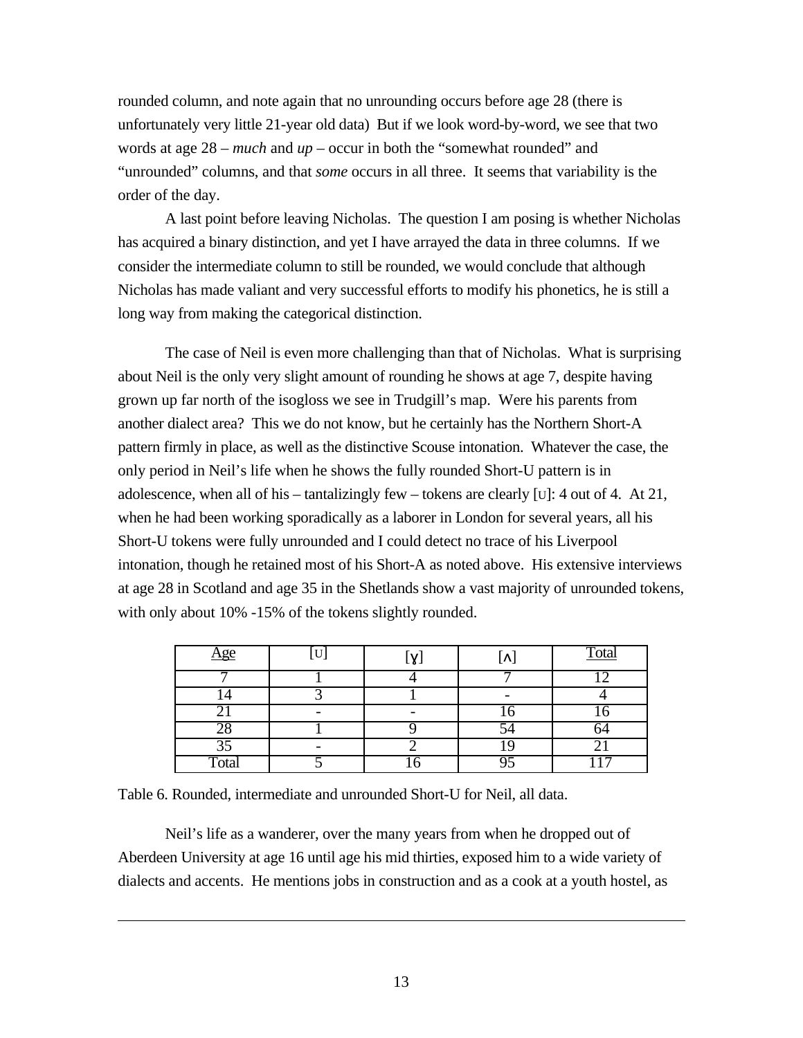rounded column, and note again that no unrounding occurs before age 28 (there is unfortunately very little 21-year old data) But if we look word-by-word, we see that two words at age 28 – *much* and *up* – occur in both the "somewhat rounded" and "unrounded" columns, and that *some* occurs in all three. It seems that variability is the order of the day.

A last point before leaving Nicholas. The question I am posing is whether Nicholas has acquired a binary distinction, and yet I have arrayed the data in three columns. If we consider the intermediate column to still be rounded, we would conclude that although Nicholas has made valiant and very successful efforts to modify his phonetics, he is still a long way from making the categorical distinction.

The case of Neil is even more challenging than that of Nicholas. What is surprising about Neil is the only very slight amount of rounding he shows at age 7, despite having grown up far north of the isogloss we see in Trudgill's map. Were his parents from another dialect area? This we do not know, but he certainly has the Northern Short-A pattern firmly in place, as well as the distinctive Scouse intonation. Whatever the case, the only period in Neil's life when he shows the fully rounded Short-U pattern is in adolescence, when all of his – tantalizingly few – tokens are clearly [ᴜ]: 4 out of 4. At 21, when he had been working sporadically as a laborer in London for several years, all his Short-U tokens were fully unrounded and I could detect no trace of his Liverpool intonation, though he retained most of his Short-A as noted above. His extensive interviews at age 28 in Scotland and age 35 in the Shetlands show a vast majority of unrounded tokens, with only about 10% -15% of the tokens slightly rounded.

| Age | [ᴜ] | [ɤ] | [ʌ] | Total |
|---|---|---|---|---|
| 7 | 1 | 4 | 7 | 12 |
| 14 | 3 | 1 | - | 4 |
| 21 | - | - | 16 | 16 |
| 28 | 1 | 9 | 54 | 64 |
| 35 | - | 2 | 19 | 21 |
| Total | 5 | 16 | 95 | 117 |

Table 6. Rounded, intermediate and unrounded Short-U for Neil, all data.

Neil's life as a wanderer, over the many years from when he dropped out of Aberdeen University at age 16 until age his mid thirties, exposed him to a wide variety of dialects and accents. He mentions jobs in construction and as a cook at a youth hostel, as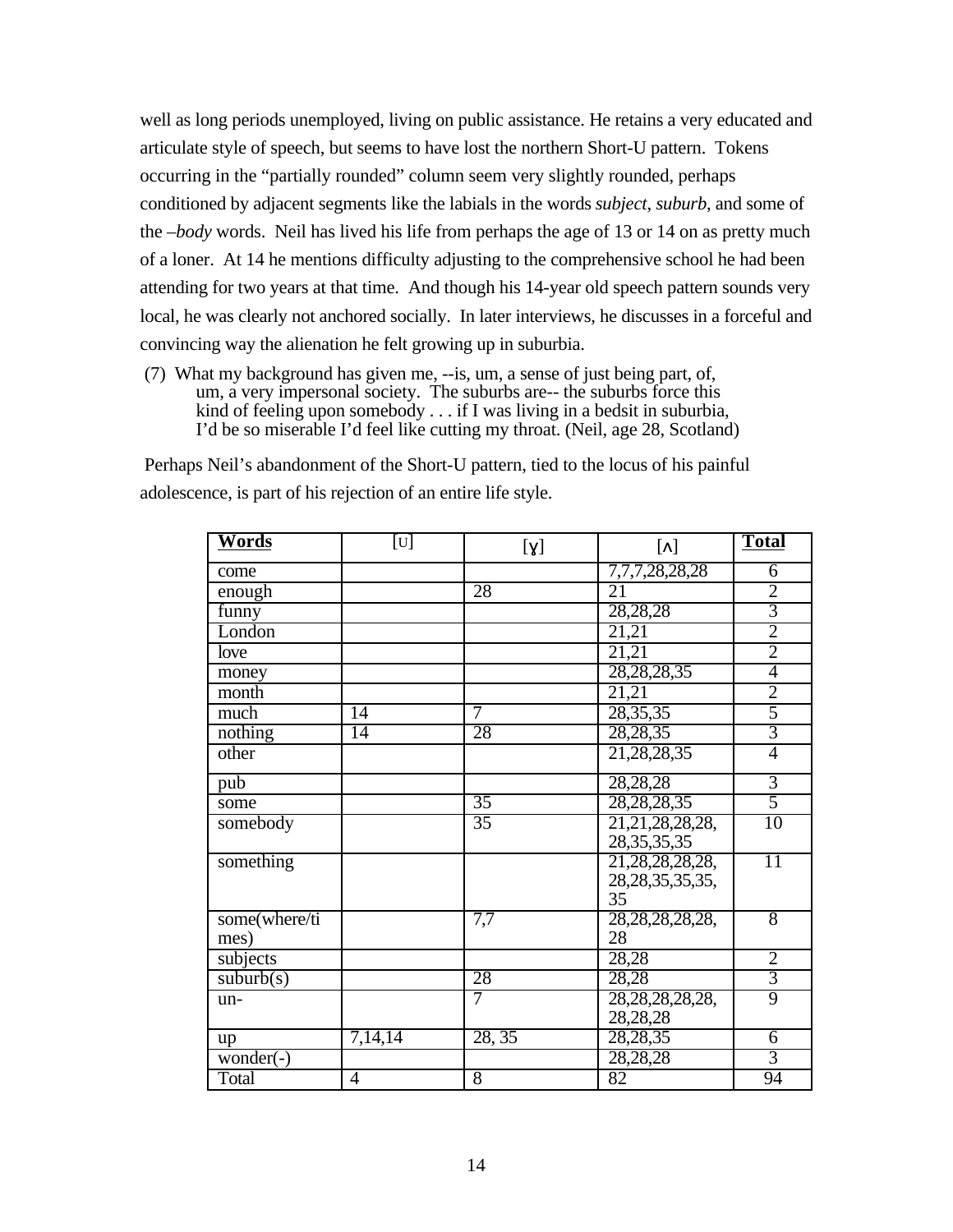well as long periods unemployed, living on public assistance. He retains a very educated and articulate style of speech, but seems to have lost the northern Short-U pattern. Tokens occurring in the "partially rounded" column seem very slightly rounded, perhaps conditioned by adjacent segments like the labials in the words *subject*, *suburb*, and some of the *–body* words. Neil has lived his life from perhaps the age of 13 or 14 on as pretty much of a loner. At 14 he mentions difficulty adjusting to the comprehensive school he had been attending for two years at that time. And though his 14-year old speech pattern sounds very local, he was clearly not anchored socially. In later interviews, he discusses in a forceful and convincing way the alienation he felt growing up in suburbia.

(7) What my background has given me, --is, um, a sense of just being part, of, um, a very impersonal society. The suburbs are-- the suburbs force this kind of feeling upon somebody . . . if I was living in a bedsit in suburbia, I'd be so miserable I'd feel like cutting my throat. (Neil, age 28, Scotland)

Perhaps Neil's abandonment of the Short-U pattern, tied to the locus of his painful adolescence, is part of his rejection of an entire life style.

| **Words** | [ʊ] | [ɤ] | [ʌ] | **Total** |
|---|---|---|---|---|
| come | | | 7,7,7,28,28,28 | 6 |
| enough | | 28 | 21 | 2 |
| funny | | | 28,28,28 | 3 |
| London | | | 21,21 | 2 |
| love | | | 21,21 | 2 |
| money | | | 28,28,28,35 | 4 |
| month | | | 21,21 | 2 |
| much | 14 | 7 | 28,35,35 | 5 |
| nothing | 14 | 28 | 28,28,35 | 3 |
| other | | | 21,28,28,35 | 4 |
| pub | | | 28,28,28 | 3 |
| some | | 35 | 28,28,28,35 | 5 |
| somebody | | 35 | 21,21,28,28,28, 28,35,35,35 | 10 |
| something | | | 21,28,28,28,28, 28,28,35,35,35, 35 | 11 |
| some(where/times) | | 7,7 | 28,28,28,28,28, 28 | 8 |
| subjects | | | 28,28 | 2 |
| suburb(s) | | 28 | 28,28 | 3 |
| un- | | 7 | 28,28,28,28,28, 28,28,28 | 9 |
| up | 7,14,14 | 28, 35 | 28,28,35 | 6 |
| wonder(-) | | | 28,28,28 | 3 |
| Total | 4 | 8 | 82 | 94 |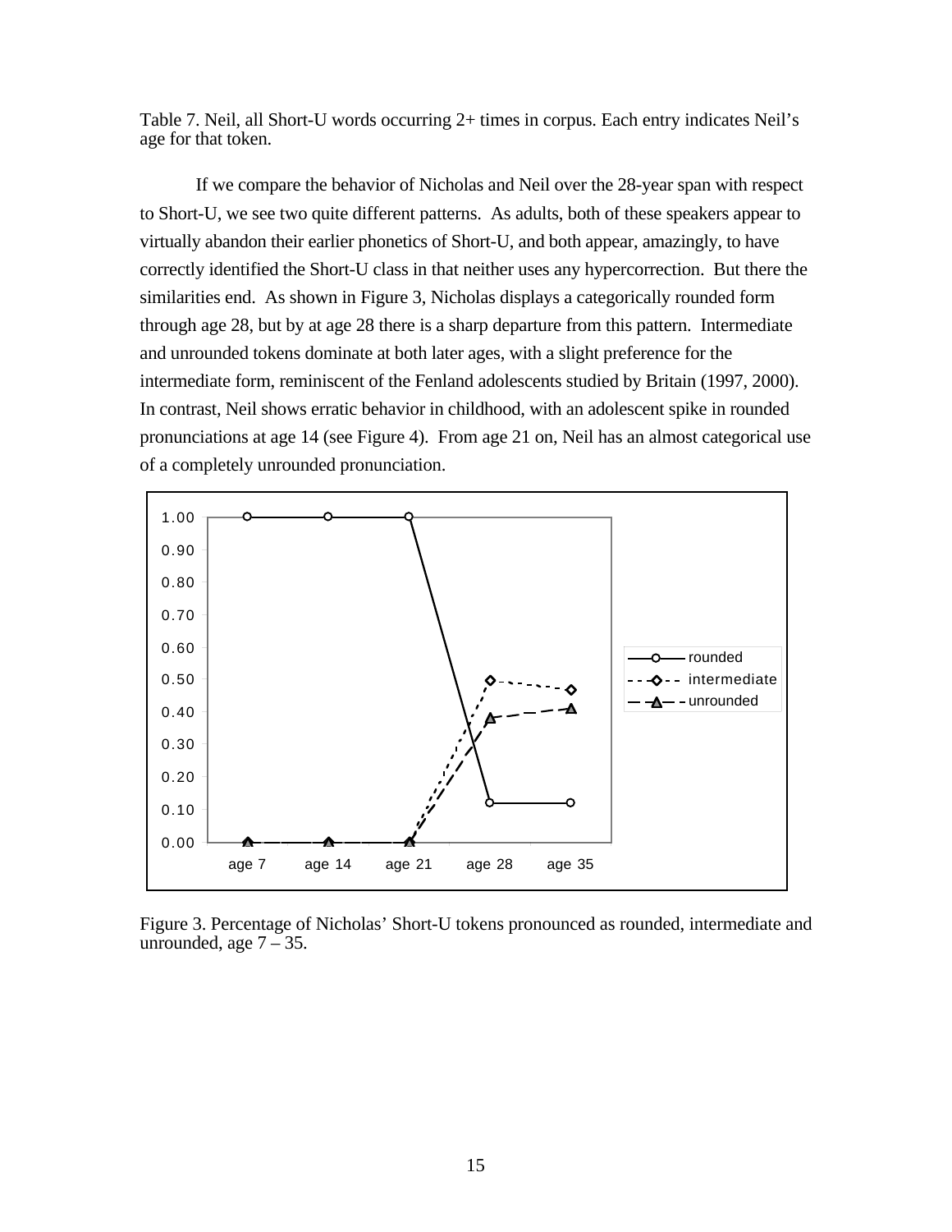Table 7. Neil, all Short-U words occurring 2+ times in corpus. Each entry indicates Neil's age for that token.

If we compare the behavior of Nicholas and Neil over the 28-year span with respect to Short-U, we see two quite different patterns. As adults, both of these speakers appear to virtually abandon their earlier phonetics of Short-U, and both appear, amazingly, to have correctly identified the Short-U class in that neither uses any hypercorrection. But there the similarities end. As shown in Figure 3, Nicholas displays a categorically rounded form through age 28, but by at age 28 there is a sharp departure from this pattern. Intermediate and unrounded tokens dominate at both later ages, with a slight preference for the intermediate form, reminiscent of the Fenland adolescents studied by Britain (1997, 2000). In contrast, Neil shows erratic behavior in childhood, with an adolescent spike in rounded pronunciations at age 14 (see Figure 4). From age 21 on, Neil has an almost categorical use of a completely unrounded pronunciation.

Figure 3. Percentage of Nicholas' Short-U tokens pronounced as rounded, intermediate and unrounded, age 7 – 35.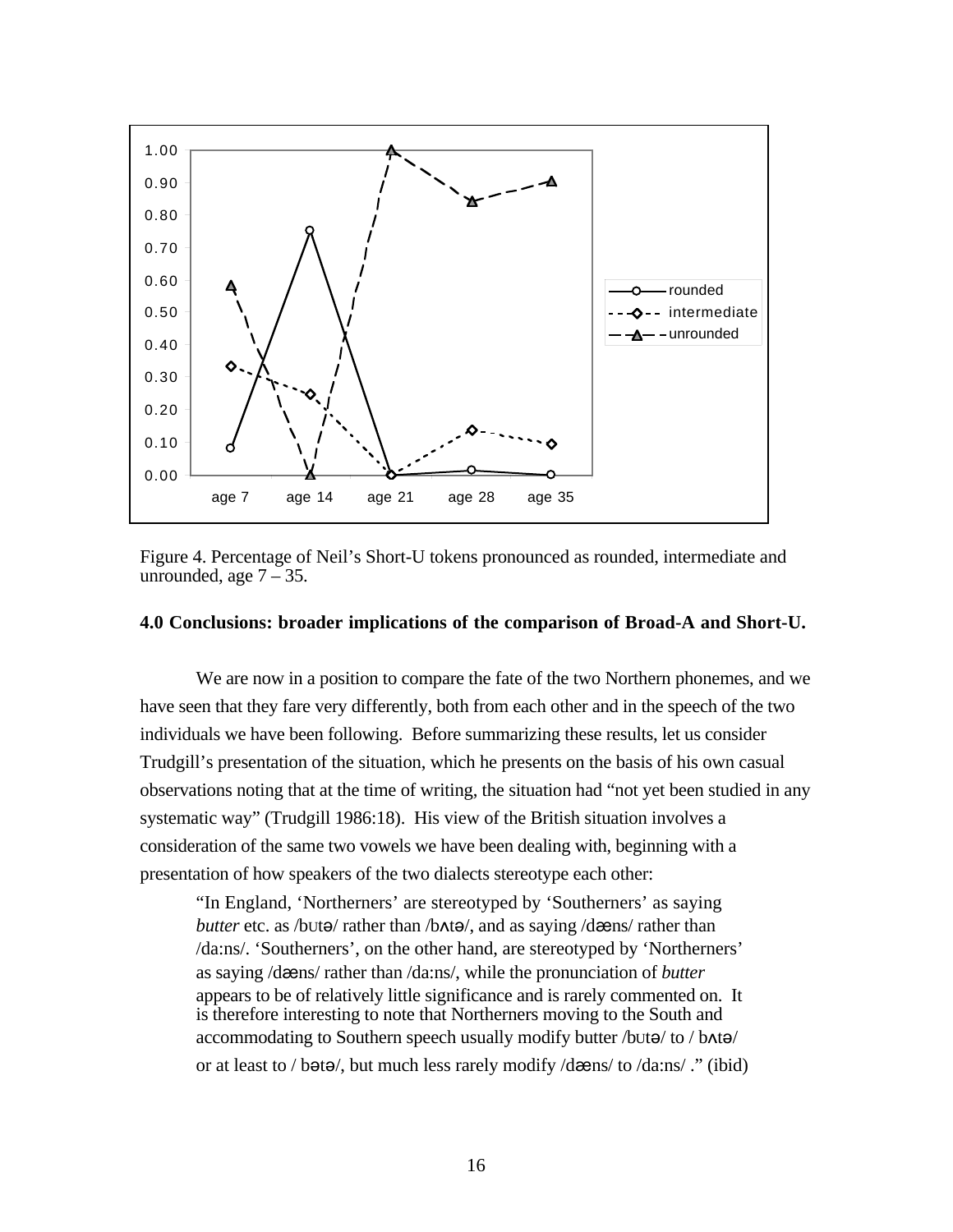Figure 4. Percentage of Neil's Short-U tokens pronounced as rounded, intermediate and unrounded, age 7 – 35.

### 4.0 Conclusions: broader implications of the comparison of Broad-A and Short-U.

We are now in a position to compare the fate of the two Northern phonemes, and we have seen that they fare very differently, both from each other and in the speech of the two individuals we have been following. Before summarizing these results, let us consider Trudgill's presentation of the situation, which he presents on the basis of his own casual observations noting that at the time of writing, the situation had "not yet been studied in any systematic way" (Trudgill 1986:18). His view of the British situation involves a consideration of the same two vowels we have been dealing with, beginning with a presentation of how speakers of the two dialects stereotype each other:

> "In England, 'Northerners' are stereotyped by 'Southerners' as saying *butter* etc. as /bʊtə/ rather than /bʌtə/, and as saying /dæns/ rather than /da:ns/. 'Southerners', on the other hand, are stereotyped by 'Northerners' as saying /dæns/ rather than /da:ns/, while the pronunciation of *butter* appears to be of relatively little significance and is rarely commented on. It is therefore interesting to note that Northerners moving to the South and accommodating to Southern speech usually modify butter /bʊtə/ to / bʌtə/ or at least to / bətə/, but much less rarely modify /dæns/ to /da:ns/ ." (ibid)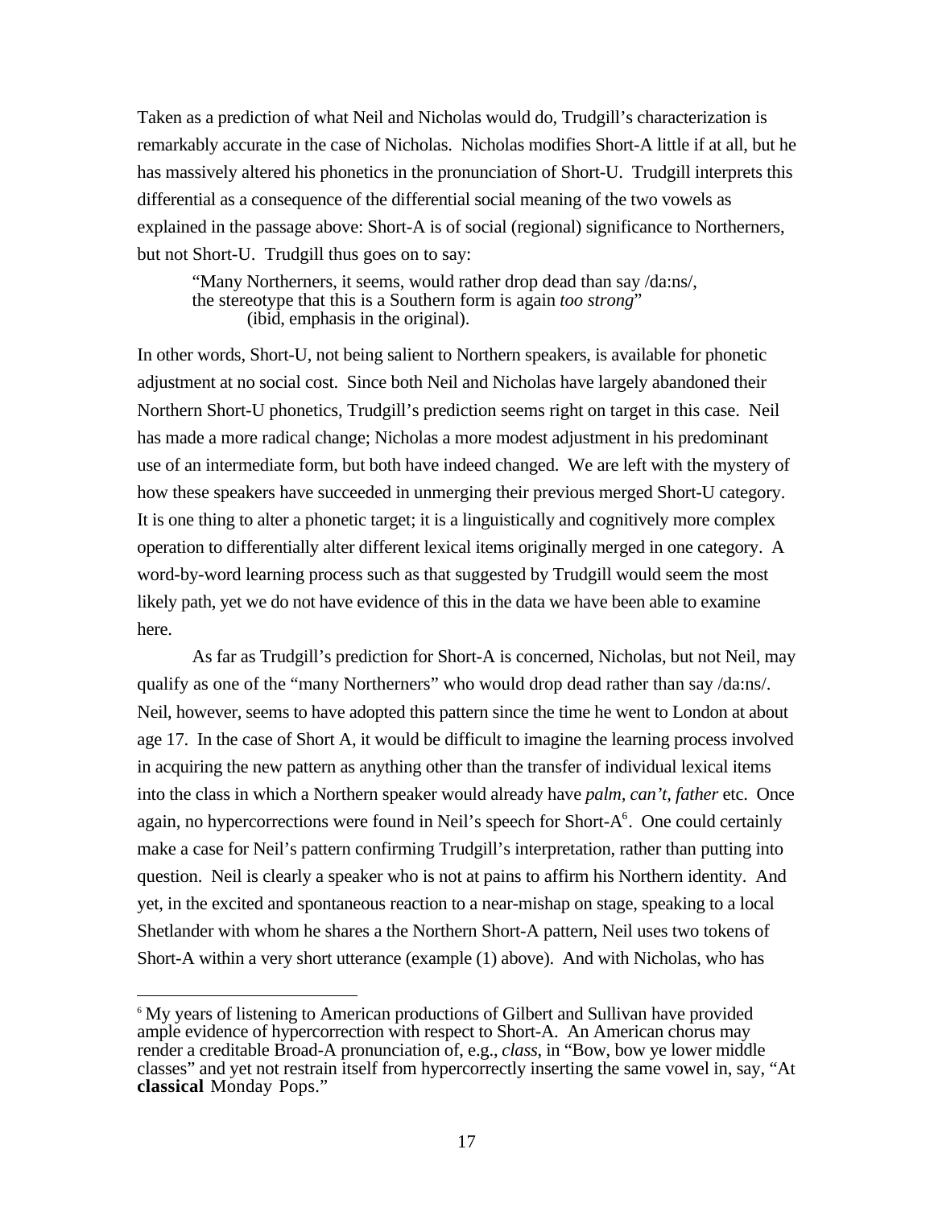Taken as a prediction of what Neil and Nicholas would do, Trudgill's characterization is remarkably accurate in the case of Nicholas. Nicholas modifies Short-A little if at all, but he has massively altered his phonetics in the pronunciation of Short-U. Trudgill interprets this differential as a consequence of the differential social meaning of the two vowels as explained in the passage above: Short-A is of social (regional) significance to Northerners, but not Short-U. Trudgill thus goes on to say:

> "Many Northerners, it seems, would rather drop dead than say /da:ns/, the stereotype that this is a Southern form is again *too strong*" (ibid, emphasis in the original).

In other words, Short-U, not being salient to Northern speakers, is available for phonetic adjustment at no social cost. Since both Neil and Nicholas have largely abandoned their Northern Short-U phonetics, Trudgill's prediction seems right on target in this case. Neil has made a more radical change; Nicholas a more modest adjustment in his predominant use of an intermediate form, but both have indeed changed. We are left with the mystery of how these speakers have succeeded in unmerging their previous merged Short-U category. It is one thing to alter a phonetic target; it is a linguistically and cognitively more complex operation to differentially alter different lexical items originally merged in one category. A word-by-word learning process such as that suggested by Trudgill would seem the most likely path, yet we do not have evidence of this in the data we have been able to examine here.

As far as Trudgill's prediction for Short-A is concerned, Nicholas, but not Neil, may qualify as one of the "many Northerners" who would drop dead rather than say /da:ns/. Neil, however, seems to have adopted this pattern since the time he went to London at about age 17. In the case of Short A, it would be difficult to imagine the learning process involved in acquiring the new pattern as anything other than the transfer of individual lexical items into the class in which a Northern speaker would already have *palm, can't, father* etc. Once again, no hypercorrections were found in Neil's speech for Short-A[6]. One could certainly make a case for Neil's pattern confirming Trudgill's interpretation, rather than putting into question. Neil is clearly a speaker who is not at pains to affirm his Northern identity. And yet, in the excited and spontaneous reaction to a near-mishap on stage, speaking to a local Shetlander with whom he shares a the Northern Short-A pattern, Neil uses two tokens of Short-A within a very short utterance (example (1) above). And with Nicholas, who has

[6] My years of listening to American productions of Gilbert and Sullivan have provided ample evidence of hypercorrection with respect to Short-A. An American chorus may render a creditable Broad-A pronunciation of, e.g., *class*, in "Bow, bow ye lower middle classes" and yet not restrain itself from hypercorrectly inserting the same vowel in, say, "At **classical** Monday Pops."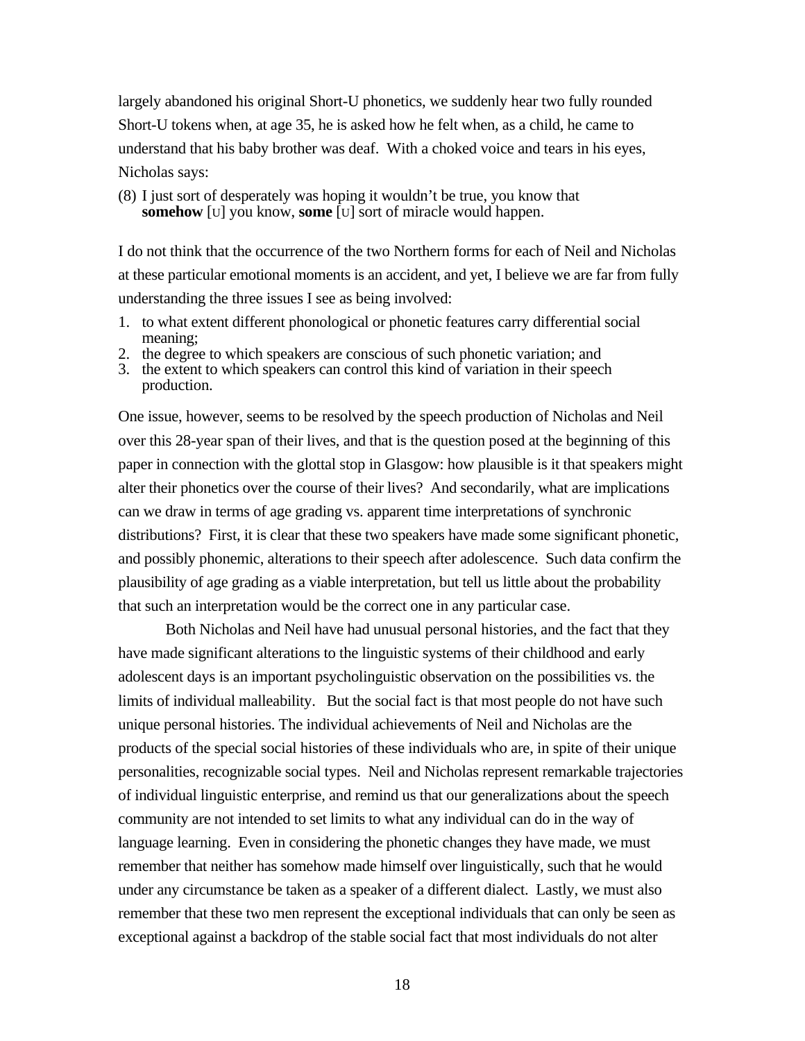largely abandoned his original Short-U phonetics, we suddenly hear two fully rounded Short-U tokens when, at age 35, he is asked how he felt when, as a child, he came to understand that his baby brother was deaf. With a choked voice and tears in his eyes, Nicholas says:

(8) I just sort of desperately was hoping it wouldn't be true, you know that **somehow** [ʊ] you know, **some** [ʊ] sort of miracle would happen.

I do not think that the occurrence of the two Northern forms for each of Neil and Nicholas at these particular emotional moments is an accident, and yet, I believe we are far from fully understanding the three issues I see as being involved:

1. to what extent different phonological or phonetic features carry differential social meaning;
2. the degree to which speakers are conscious of such phonetic variation; and
3. the extent to which speakers can control this kind of variation in their speech production.

One issue, however, seems to be resolved by the speech production of Nicholas and Neil over this 28-year span of their lives, and that is the question posed at the beginning of this paper in connection with the glottal stop in Glasgow: how plausible is it that speakers might alter their phonetics over the course of their lives? And secondarily, what are implications can we draw in terms of age grading vs. apparent time interpretations of synchronic distributions? First, it is clear that these two speakers have made some significant phonetic, and possibly phonemic, alterations to their speech after adolescence. Such data confirm the plausibility of age grading as a viable interpretation, but tell us little about the probability that such an interpretation would be the correct one in any particular case.

Both Nicholas and Neil have had unusual personal histories, and the fact that they have made significant alterations to the linguistic systems of their childhood and early adolescent days is an important psycholinguistic observation on the possibilities vs. the limits of individual malleability. But the social fact is that most people do not have such unique personal histories. The individual achievements of Neil and Nicholas are the products of the special social histories of these individuals who are, in spite of their unique personalities, recognizable social types. Neil and Nicholas represent remarkable trajectories of individual linguistic enterprise, and remind us that our generalizations about the speech community are not intended to set limits to what any individual can do in the way of language learning. Even in considering the phonetic changes they have made, we must remember that neither has somehow made himself over linguistically, such that he would under any circumstance be taken as a speaker of a different dialect. Lastly, we must also remember that these two men represent the exceptional individuals that can only be seen as exceptional against a backdrop of the stable social fact that most individuals do not alter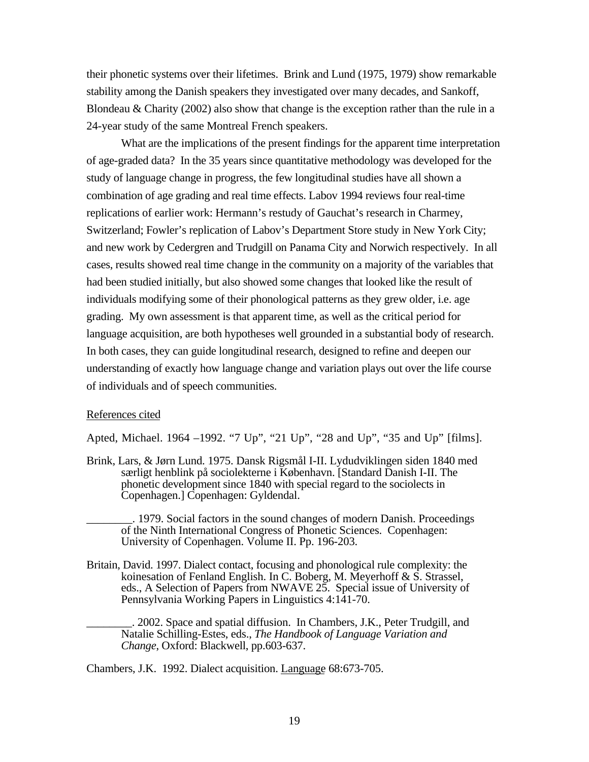their phonetic systems over their lifetimes. Brink and Lund (1975, 1979) show remarkable stability among the Danish speakers they investigated over many decades, and Sankoff, Blondeau & Charity (2002) also show that change is the exception rather than the rule in a 24-year study of the same Montreal French speakers.

What are the implications of the present findings for the apparent time interpretation of age-graded data? In the 35 years since quantitative methodology was developed for the study of language change in progress, the few longitudinal studies have all shown a combination of age grading and real time effects. Labov 1994 reviews four real-time replications of earlier work: Hermann's restudy of Gauchat's research in Charmey, Switzerland; Fowler's replication of Labov's Department Store study in New York City; and new work by Cedergren and Trudgill on Panama City and Norwich respectively. In all cases, results showed real time change in the community on a majority of the variables that had been studied initially, but also showed some changes that looked like the result of individuals modifying some of their phonological patterns as they grew older, i.e. age grading. My own assessment is that apparent time, as well as the critical period for language acquisition, are both hypotheses well grounded in a substantial body of research. In both cases, they can guide longitudinal research, designed to refine and deepen our understanding of exactly how language change and variation plays out over the life course of individuals and of speech communities.

References cited

Apted, Michael. 1964 –1992. "7 Up", "21 Up", "28 and Up", "35 and Up" [films].

Brink, Lars, & Jørn Lund. 1975. Dansk Rigsmål I-II. Lydudviklingen siden 1840 med særligt henblink på sociolekterne i København. [Standard Danish I-II. The phonetic development since 1840 with special regard to the sociolects in Copenhagen.] Copenhagen: Gyldendal.

________. 1979. Social factors in the sound changes of modern Danish. Proceedings of the Ninth International Congress of Phonetic Sciences. Copenhagen: University of Copenhagen. Volume II. Pp. 196-203.

Britain, David. 1997. Dialect contact, focusing and phonological rule complexity: the koinesation of Fenland English. In C. Boberg, M. Meyerhoff & S. Strassel, eds., A Selection of Papers from NWAVE 25. Special issue of University of Pennsylvania Working Papers in Linguistics 4:141-70.

________. 2002. Space and spatial diffusion. In Chambers, J.K., Peter Trudgill, and Natalie Schilling-Estes, eds., *The Handbook of Language Variation and Change*, Oxford: Blackwell, pp.603-637.

Chambers, J.K. 1992. Dialect acquisition. Language 68:673-705.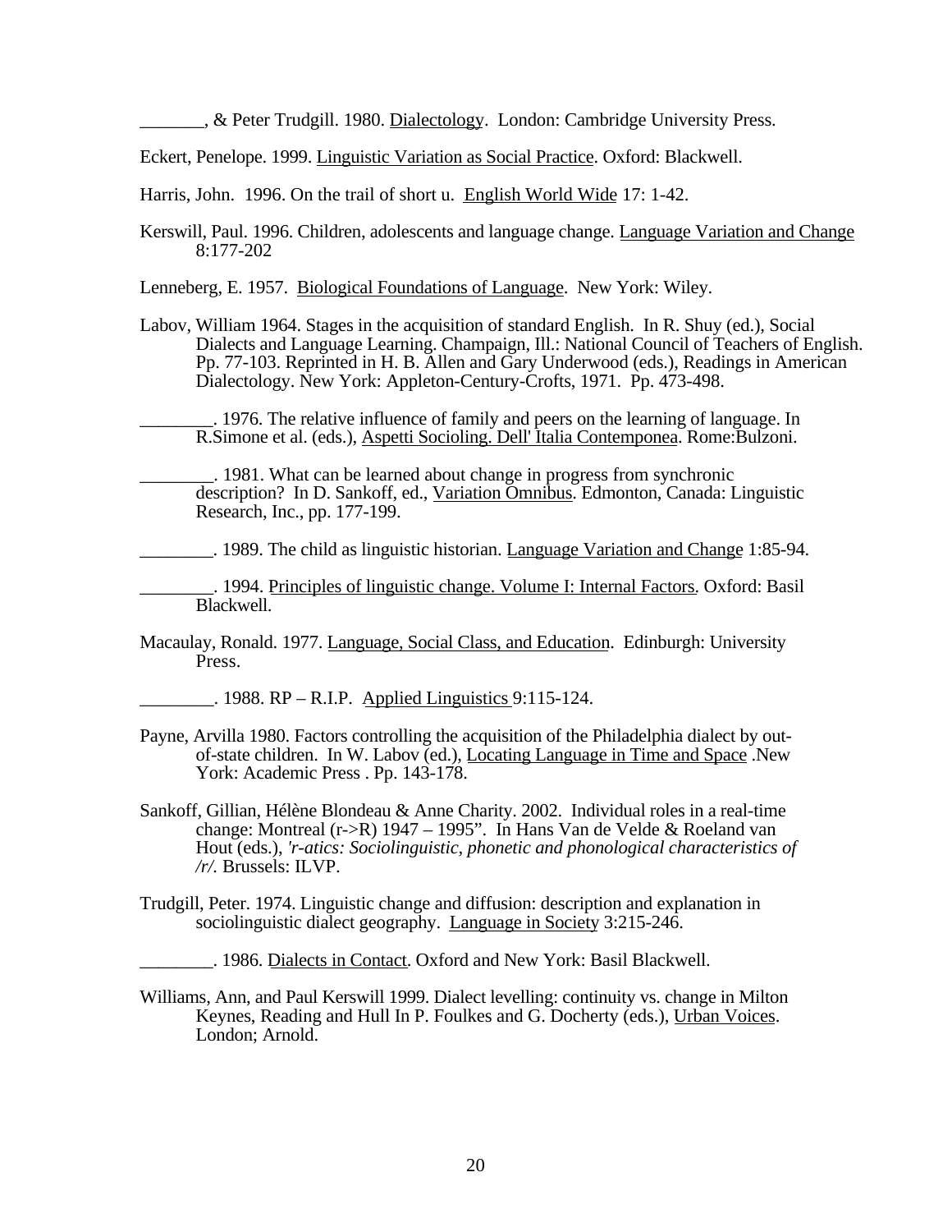_______, & Peter Trudgill. 1980. Dialectology. London: Cambridge University Press.

Eckert, Penelope. 1999. Linguistic Variation as Social Practice. Oxford: Blackwell.

Harris, John. 1996. On the trail of short u. English World Wide 17: 1-42.

Kerswill, Paul. 1996. Children, adolescents and language change. Language Variation and Change 8:177-202

Lenneberg, E. 1957. Biological Foundations of Language. New York: Wiley.

Labov, William 1964. Stages in the acquisition of standard English. In R. Shuy (ed.), Social Dialects and Language Learning. Champaign, Ill.: National Council of Teachers of English. Pp. 77-103. Reprinted in H. B. Allen and Gary Underwood (eds.), Readings in American Dialectology. New York: Appleton-Century-Crofts, 1971. Pp. 473-498.

________. 1976. The relative influence of family and peers on the learning of language. In R.Simone et al. (eds.), Aspetti Socioling. Dell' Italia Contemponea. Rome:Bulzoni.

________. 1981. What can be learned about change in progress from synchronic description? In D. Sankoff, ed., Variation Omnibus. Edmonton, Canada: Linguistic Research, Inc., pp. 177-199.

________. 1989. The child as linguistic historian. Language Variation and Change 1:85-94.

________. 1994. Principles of linguistic change. Volume I: Internal Factors. Oxford: Basil Blackwell.

Macaulay, Ronald. 1977. Language, Social Class, and Education. Edinburgh: University Press.

________. 1988. RP – R.I.P. Applied Linguistics 9:115-124.

Payne, Arvilla 1980. Factors controlling the acquisition of the Philadelphia dialect by out-of-state children. In W. Labov (ed.), Locating Language in Time and Space .New York: Academic Press . Pp. 143-178.

Sankoff, Gillian, Hélène Blondeau & Anne Charity. 2002. Individual roles in a real-time change: Montreal (r->R) 1947 – 1995". In Hans Van de Velde & Roeland van Hout (eds.), *'r-atics: Sociolinguistic, phonetic and phonological characteristics of /r/.* Brussels: ILVP.

Trudgill, Peter. 1974. Linguistic change and diffusion: description and explanation in sociolinguistic dialect geography. Language in Society 3:215-246.

________. 1986. Dialects in Contact. Oxford and New York: Basil Blackwell.

Williams, Ann, and Paul Kerswill 1999. Dialect levelling: continuity vs. change in Milton Keynes, Reading and Hull In P. Foulkes and G. Docherty (eds.), Urban Voices. London; Arnold.